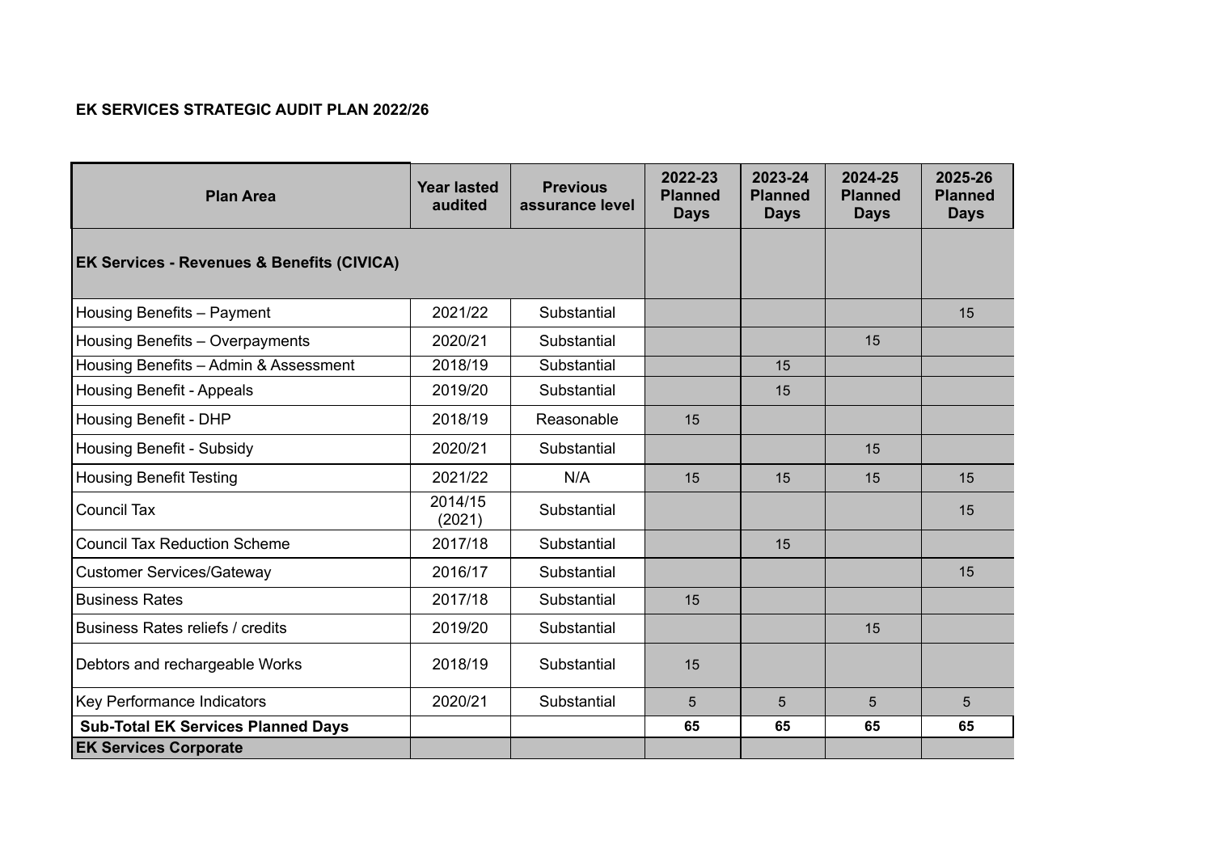**EK SERVICES STRATEGIC AUDIT PLAN 2022/26**

| Plan Area | Year lasted audited | Previous assurance level | 2022-23 Planned Days | 2023-24 Planned Days | 2024-25 Planned Days | 2025-26 Planned Days |
|---|---|---|---|---|---|---|
| **EK Services - Revenues & Benefits (CIVICA)** | | | | | | |
| Housing Benefits – Payment | 2021/22 | Substantial | | | | 15 |
| Housing Benefits – Overpayments | 2020/21 | Substantial | | | 15 | |
| Housing Benefits – Admin & Assessment | 2018/19 | Substantial | | 15 | | |
| Housing Benefit - Appeals | 2019/20 | Substantial | | 15 | | |
| Housing Benefit - DHP | 2018/19 | Reasonable | 15 | | | |
| Housing Benefit - Subsidy | 2020/21 | Substantial | | | 15 | |
| Housing Benefit Testing | 2021/22 | N/A | 15 | 15 | 15 | 15 |
| Council Tax | 2014/15 (2021) | Substantial | | | | 15 |
| Council Tax Reduction Scheme | 2017/18 | Substantial | | 15 | | |
| Customer Services/Gateway | 2016/17 | Substantial | | | | 15 |
| Business Rates | 2017/18 | Substantial | 15 | | | |
| Business Rates reliefs / credits | 2019/20 | Substantial | | | 15 | |
| Debtors and rechargeable Works | 2018/19 | Substantial | 15 | | | |
| Key Performance Indicators | 2020/21 | Substantial | 5 | 5 | 5 | 5 |
| **Sub-Total EK Services Planned Days** | | | **65** | **65** | **65** | **65** |
| **EK Services Corporate** | | | | | | |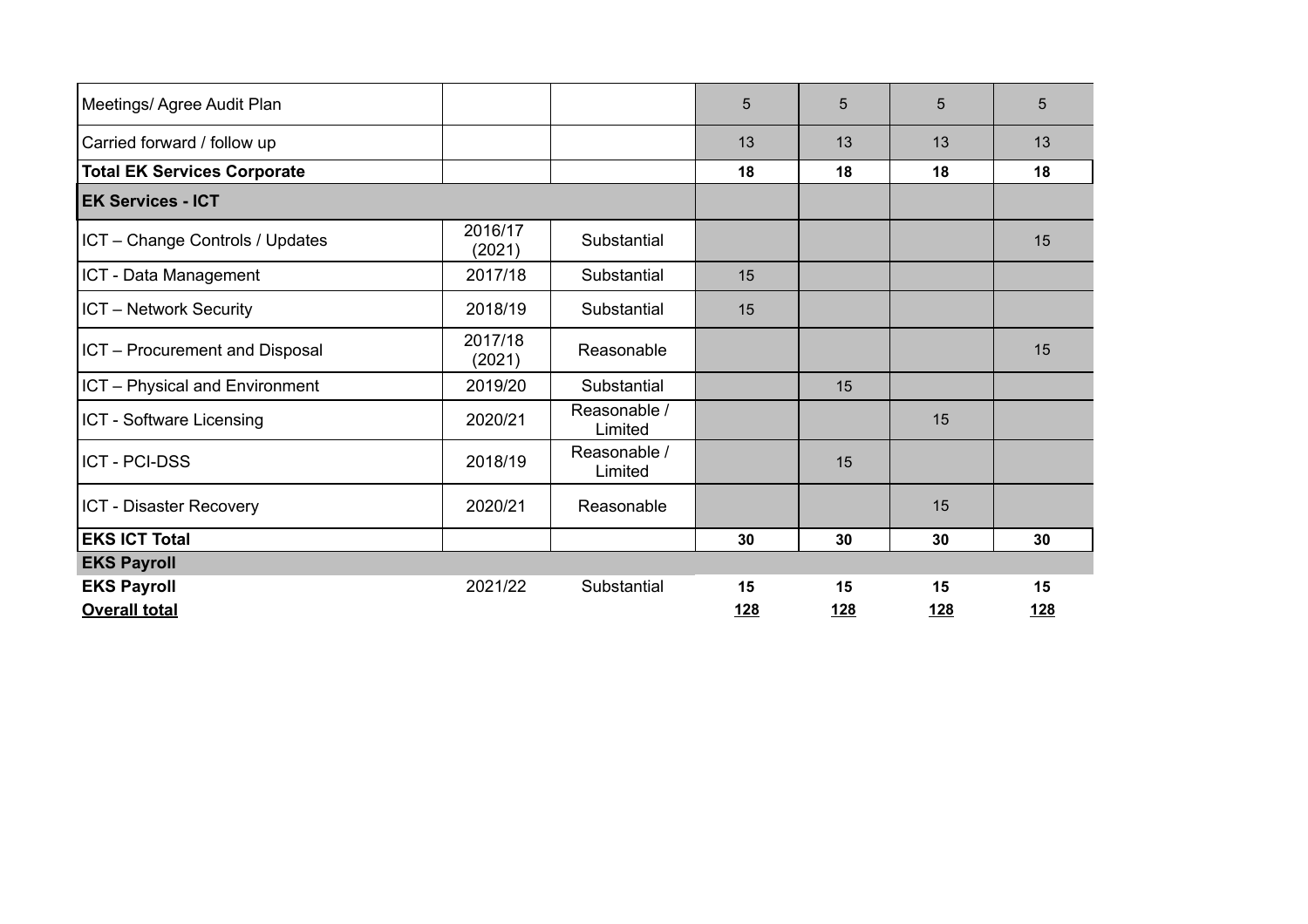| | | | | | | |
|---|---|---|---|---|---|---|
| Meetings/ Agree Audit Plan | | | 5 | 5 | 5 | 5 |
| Carried forward / follow up | | | 13 | 13 | 13 | 13 |
| **Total EK Services Corporate** | | | **18** | **18** | **18** | **18** |
| **EK Services - ICT** | | | | | | |
| ICT – Change Controls / Updates | 2016/17 (2021) | Substantial | | | | 15 |
| ICT - Data Management | 2017/18 | Substantial | 15 | | | |
| ICT – Network Security | 2018/19 | Substantial | 15 | | | |
| ICT – Procurement and Disposal | 2017/18 (2021) | Reasonable | | | | 15 |
| ICT – Physical and Environment | 2019/20 | Substantial | | 15 | | |
| ICT - Software Licensing | 2020/21 | Reasonable / Limited | | | 15 | |
| ICT - PCI-DSS | 2018/19 | Reasonable / Limited | | 15 | | |
| ICT - Disaster Recovery | 2020/21 | Reasonable | | | 15 | |
| **EKS ICT Total** | | | **30** | **30** | **30** | **30** |
| **EKS Payroll** | | | | | | |
| **EKS Payroll** | 2021/22 | Substantial | **15** | **15** | **15** | **15** |
| **Overall total** | | | **128** | **128** | **128** | **128** |